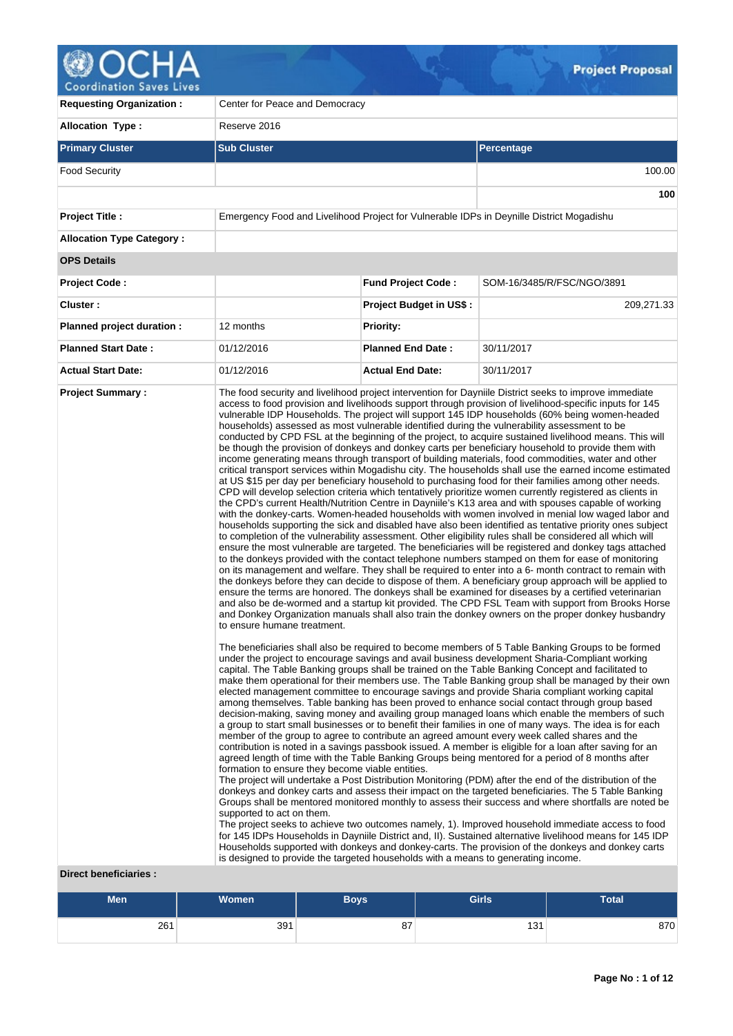# Project Proposal

| | | | |
|---|---|---|---|
| **Requesting Organization :** | Center for Peace and Democracy | | |
| **Allocation Type :** | Reserve 2016 | | |

| **Primary Cluster** | **Sub Cluster** | **Percentage** |
|---|---|---|
| Food Security | | 100.00 |
| | | **100** |

| | | | |
|---|---|---|---|
| **Project Title :** | Emergency Food and Livelihood Project for Vulnerable IDPs in Deynille District Mogadishu | | |
| **Allocation Type Category :** | | | |
| **OPS Details** | | | |
| **Project Code :** | | **Fund Project Code :** | SOM-16/3485/R/FSC/NGO/3891 |
| **Cluster :** | | **Project Budget in US$ :** | 209,271.33 |
| **Planned project duration :** | 12 months | **Priority:** | |
| **Planned Start Date :** | 01/12/2016 | **Planned End Date :** | 30/11/2017 |
| **Actual Start Date:** | 01/12/2016 | **Actual End Date:** | 30/11/2017 |

**Project Summary :**

The food security and livelihood project intervention for Dayniile District seeks to improve immediate access to food provision and livelihoods support through provision of livelihood-specific inputs for 145 vulnerable IDP Households. The project will support 145 IDP households (60% being women-headed households) assessed as most vulnerable identified during the vulnerability assessment to be conducted by CPD FSL at the beginning of the project, to acquire sustained livelihood means. This will be though the provision of donkeys and donkey carts per beneficiary household to provide them with income generating means through transport of building materials, food commodities, water and other critical transport services within Mogadishu city. The households shall use the earned income estimated at US $15 per day per beneficiary household to purchasing food for their families among other needs. CPD will develop selection criteria which tentatively prioritize women currently registered as clients in the CPD's current Health/Nutrition Centre in Dayniile's K13 area and with spouses capable of working with the donkey-carts. Women-headed households with women involved in menial low waged labor and households supporting the sick and disabled have also been identified as tentative priority ones subject to completion of the vulnerability assessment. Other eligibility rules shall be considered all which will ensure the most vulnerable are targeted. The beneficiaries will be registered and donkey tags attached to the donkeys provided with the contact telephone numbers stamped on them for ease of monitoring on its management and welfare. They shall be required to enter into a 6- month contract to remain with the donkeys before they can decide to dispose of them. A beneficiary group approach will be applied to ensure the terms are honored. The donkeys shall be examined for diseases by a certified veterinarian and also be de-wormed and a startup kit provided. The CPD FSL Team with support from Brooks Horse and Donkey Organization manuals shall also train the donkey owners on the proper donkey husbandry to ensure humane treatment.

The beneficiaries shall also be required to become members of 5 Table Banking Groups to be formed under the project to encourage savings and avail business development Sharia-Compliant working capital. The Table Banking groups shall be trained on the Table Banking Concept and facilitated to make them operational for their members use. The Table Banking group shall be managed by their own elected management committee to encourage savings and provide Sharia compliant working capital among themselves. Table banking has been proved to enhance social contact through group based decision-making, saving money and availing group managed loans which enable the members of such a group to start small businesses or to benefit their families in one of many ways. The idea is for each member of the group to agree to contribute an agreed amount every week called shares and the contribution is noted in a savings passbook issued. A member is eligible for a loan after saving for an agreed length of time with the Table Banking Groups being mentored for a period of 8 months after formation to ensure they become viable entities.
The project will undertake a Post Distribution Monitoring (PDM) after the end of the distribution of the donkeys and donkey carts and assess their impact on the targeted beneficiaries. The 5 Table Banking Groups shall be mentored monitored monthly to assess their success and where shortfalls are noted be supported to act on them.
The project seeks to achieve two outcomes namely, 1). Improved household immediate access to food for 145 IDPs Households in Dayniile District and, II). Sustained alternative livelihood means for 145 IDP Households supported with donkeys and donkey-carts. The provision of the donkeys and donkey carts is designed to provide the targeted households with a means to generating income.

**Direct beneficiaries :**

| Men | Women | Boys | Girls | Total |
|---|---|---|---|---|
| 261 | 391 | 87 | 131 | 870 |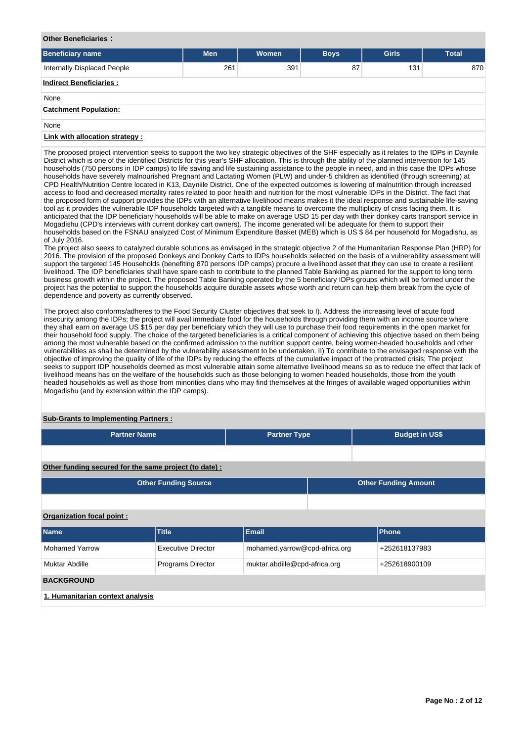**Other Beneficiaries :**

| Beneficiary name | Men | Women | Boys | Girls | Total |
|---|---|---|---|---|---|
| Internally Displaced People | 261 | 391 | 87 | 131 | 870 |

**Indirect Beneficiaries :**

None

**Catchment Population:**

None

**Link with allocation strategy :**

The proposed project intervention seeks to support the two key strategic objectives of the SHF especially as it relates to the IDPs in Daynile District which is one of the identified Districts for this year's SHF allocation. This is through the ability of the planned intervention for 145 households (750 persons in IDP camps) to life saving and life sustaining assistance to the people in need, and in this case the IDPs whose households have severely malnourished Pregnant and Lactating Women (PLW) and under-5 children as identified (through screening) at CPD Health/Nutrition Centre located in K13, Dayniile District. One of the expected outcomes is lowering of malnutrition through increased access to food and decreased mortality rates related to poor health and nutrition for the most vulnerable IDPs in the District. The fact that the proposed form of support provides the IDPs with an alternative livelihood means makes it the ideal response and sustainable life-saving tool as it provides the vulnerable IDP households targeted with a tangible means to overcome the multiplicity of crisis facing them. It is anticipated that the IDP beneficiary households will be able to make on average USD 15 per day with their donkey carts transport service in Mogadishu (CPD's interviews with current donkey cart owners). The income generated will be adequate for them to support their households based on the FSNAU analyzed Cost of Minimum Expenditure Basket (MEB) which is US $ 84 per household for Mogadishu, as of July 2016.
The project also seeks to catalyzed durable solutions as envisaged in the strategic objective 2 of the Humanitarian Response Plan (HRP) for 2016. The provision of the proposed Donkeys and Donkey Carts to IDPs households selected on the basis of a vulnerability assessment will support the targeted 145 Households (benefiting 870 persons IDP camps) procure a livelihood asset that they can use to create a resilient livelihood. The IDP beneficiaries shall have spare cash to contribute to the planned Table Banking as planned for the support to long term business growth within the project. The proposed Table Banking operated by the 5 beneficiary IDPs groups which will be formed under the project has the potential to support the households acquire durable assets whose worth and return can help them break from the cycle of dependence and poverty as currently observed.

The project also conforms/adheres to the Food Security Cluster objectives that seek to I). Address the increasing level of acute food insecurity among the IDPs; the project will avail immediate food for the households through providing them with an income source where they shall earn on average US $15 per day per beneficiary which they will use to purchase their food requirements in the open market for their household food supply. The choice of the targeted beneficiaries is a critical component of achieving this objective based on them being among the most vulnerable based on the confirmed admission to the nutrition support centre, being women-headed households and other vulnerabilities as shall be determined by the vulnerability assessment to be undertaken. II) To contribute to the envisaged response with the objective of improving the quality of life of the IDPs by reducing the effects of the cumulative impact of the protracted crisis; The project seeks to support IDP households deemed as most vulnerable attain some alternative livelihood means so as to reduce the effect that lack of livelihood means has on the welfare of the households such as those belonging to women headed households, those from the youth headed households as well as those from minorities clans who may find themselves at the fringes of available waged opportunities within Mogadishu (and by extension within the IDP camps).

**Sub-Grants to Implementing Partners :**

| Partner Name | Partner Type | Budget in US$ |
|---|---|---|
| | | |

**Other funding secured for the same project (to date) :**

| Other Funding Source | Other Funding Amount |
|---|---|
| | |

**Organization focal point :**

| Name | Title | Email | Phone |
|---|---|---|---|
| Mohamed Yarrow | Executive Director | mohamed.yarrow@cpd-africa.org | +252618137983 |
| Muktar Abdille | Programs Director | muktar.abdille@cpd-africa.org | +252618900109 |

## BACKGROUND

**1. Humanitarian context analysis**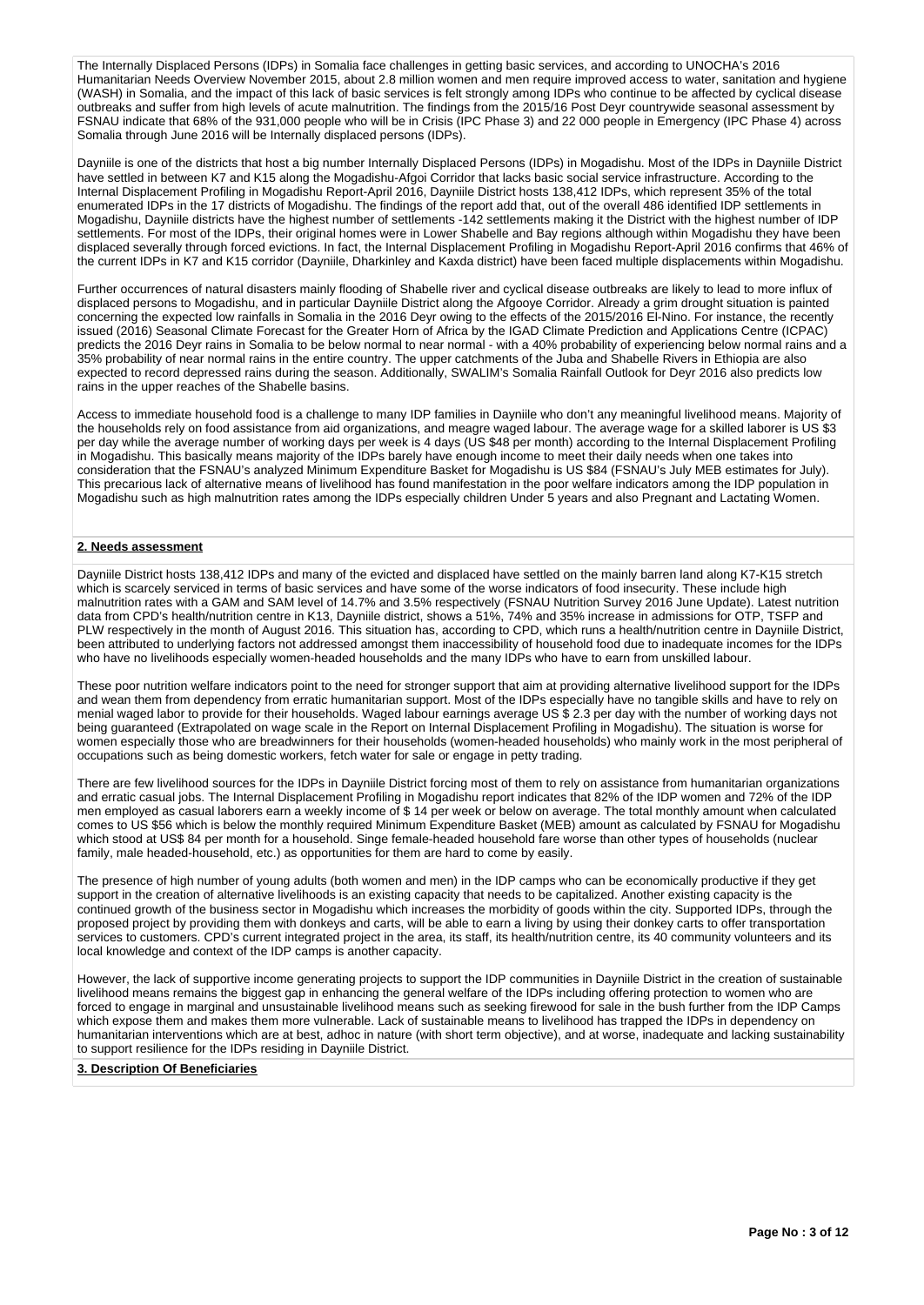The Internally Displaced Persons (IDPs) in Somalia face challenges in getting basic services, and according to UNOCHA's 2016 Humanitarian Needs Overview November 2015, about 2.8 million women and men require improved access to water, sanitation and hygiene (WASH) in Somalia, and the impact of this lack of basic services is felt strongly among IDPs who continue to be affected by cyclical disease outbreaks and suffer from high levels of acute malnutrition. The findings from the 2015/16 Post Deyr countrywide seasonal assessment by FSNAU indicate that 68% of the 931,000 people who will be in Crisis (IPC Phase 3) and 22 000 people in Emergency (IPC Phase 4) across Somalia through June 2016 will be Internally displaced persons (IDPs).

Dayniile is one of the districts that host a big number Internally Displaced Persons (IDPs) in Mogadishu. Most of the IDPs in Dayniile District have settled in between K7 and K15 along the Mogadishu-Afgoi Corridor that lacks basic social service infrastructure. According to the Internal Displacement Profiling in Mogadishu Report-April 2016, Dayniile District hosts 138,412 IDPs, which represent 35% of the total enumerated IDPs in the 17 districts of Mogadishu. The findings of the report add that, out of the overall 486 identified IDP settlements in Mogadishu, Dayniile districts have the highest number of settlements -142 settlements making it the District with the highest number of IDP settlements. For most of the IDPs, their original homes were in Lower Shabelle and Bay regions although within Mogadishu they have been displaced severally through forced evictions. In fact, the Internal Displacement Profiling in Mogadishu Report-April 2016 confirms that 46% of the current IDPs in K7 and K15 corridor (Dayniile, Dharkinley and Kaxda district) have been faced multiple displacements within Mogadishu.

Further occurrences of natural disasters mainly flooding of Shabelle river and cyclical disease outbreaks are likely to lead to more influx of displaced persons to Mogadishu, and in particular Dayniile District along the Afgooye Corridor. Already a grim drought situation is painted concerning the expected low rainfalls in Somalia in the 2016 Deyr owing to the effects of the 2015/2016 El-Nino. For instance, the recently issued (2016) Seasonal Climate Forecast for the Greater Horn of Africa by the IGAD Climate Prediction and Applications Centre (ICPAC) predicts the 2016 Deyr rains in Somalia to be below normal to near normal - with a 40% probability of experiencing below normal rains and a 35% probability of near normal rains in the entire country. The upper catchments of the Juba and Shabelle Rivers in Ethiopia are also expected to record depressed rains during the season. Additionally, SWALIM's Somalia Rainfall Outlook for Deyr 2016 also predicts low rains in the upper reaches of the Shabelle basins.

Access to immediate household food is a challenge to many IDP families in Dayniile who don't any meaningful livelihood means. Majority of the households rely on food assistance from aid organizations, and meagre waged labour. The average wage for a skilled laborer is US $3 per day while the average number of working days per week is 4 days (US $48 per month) according to the Internal Displacement Profiling in Mogadishu. This basically means majority of the IDPs barely have enough income to meet their daily needs when one takes into consideration that the FSNAU's analyzed Minimum Expenditure Basket for Mogadishu is US $84 (FSNAU's July MEB estimates for July). This precarious lack of alternative means of livelihood has found manifestation in the poor welfare indicators among the IDP population in Mogadishu such as high malnutrition rates among the IDPs especially children Under 5 years and also Pregnant and Lactating Women.

## 2. Needs assessment

Dayniile District hosts 138,412 IDPs and many of the evicted and displaced have settled on the mainly barren land along K7-K15 stretch which is scarcely serviced in terms of basic services and have some of the worse indicators of food insecurity. These include high malnutrition rates with a GAM and SAM level of 14.7% and 3.5% respectively (FSNAU Nutrition Survey 2016 June Update). Latest nutrition data from CPD's health/nutrition centre in K13, Dayniile district, shows a 51%, 74% and 35% increase in admissions for OTP, TSFP and PLW respectively in the month of August 2016. This situation has, according to CPD, which runs a health/nutrition centre in Dayniile District, been attributed to underlying factors not addressed amongst them inaccessibility of household food due to inadequate incomes for the IDPs who have no livelihoods especially women-headed households and the many IDPs who have to earn from unskilled labour.

These poor nutrition welfare indicators point to the need for stronger support that aim at providing alternative livelihood support for the IDPs and wean them from dependency from erratic humanitarian support. Most of the IDPs especially have no tangible skills and have to rely on menial waged labor to provide for their households. Waged labour earnings average US $ 2.3 per day with the number of working days not being guaranteed (Extrapolated on wage scale in the Report on Internal Displacement Profiling in Mogadishu). The situation is worse for women especially those who are breadwinners for their households (women-headed households) who mainly work in the most peripheral of occupations such as being domestic workers, fetch water for sale or engage in petty trading.

There are few livelihood sources for the IDPs in Dayniile District forcing most of them to rely on assistance from humanitarian organizations and erratic casual jobs. The Internal Displacement Profiling in Mogadishu report indicates that 82% of the IDP women and 72% of the IDP men employed as casual laborers earn a weekly income of $ 14 per week or below on average. The total monthly amount when calculated comes to US $56 which is below the monthly required Minimum Expenditure Basket (MEB) amount as calculated by FSNAU for Mogadishu which stood at US$ 84 per month for a household. Singe female-headed household fare worse than other types of households (nuclear family, male headed-household, etc.) as opportunities for them are hard to come by easily.

The presence of high number of young adults (both women and men) in the IDP camps who can be economically productive if they get support in the creation of alternative livelihoods is an existing capacity that needs to be capitalized. Another existing capacity is the continued growth of the business sector in Mogadishu which increases the morbidity of goods within the city. Supported IDPs, through the proposed project by providing them with donkeys and carts, will be able to earn a living by using their donkey carts to offer transportation services to customers. CPD's current integrated project in the area, its staff, its health/nutrition centre, its 40 community volunteers and its local knowledge and context of the IDP camps is another capacity.

However, the lack of supportive income generating projects to support the IDP communities in Dayniile District in the creation of sustainable livelihood means remains the biggest gap in enhancing the general welfare of the IDPs including offering protection to women who are forced to engage in marginal and unsustainable livelihood means such as seeking firewood for sale in the bush further from the IDP Camps which expose them and makes them more vulnerable. Lack of sustainable means to livelihood has trapped the IDPs in dependency on humanitarian interventions which are at best, adhoc in nature (with short term objective), and at worse, inadequate and lacking sustainability to support resilience for the IDPs residing in Dayniile District.

## 3. Description Of Beneficiaries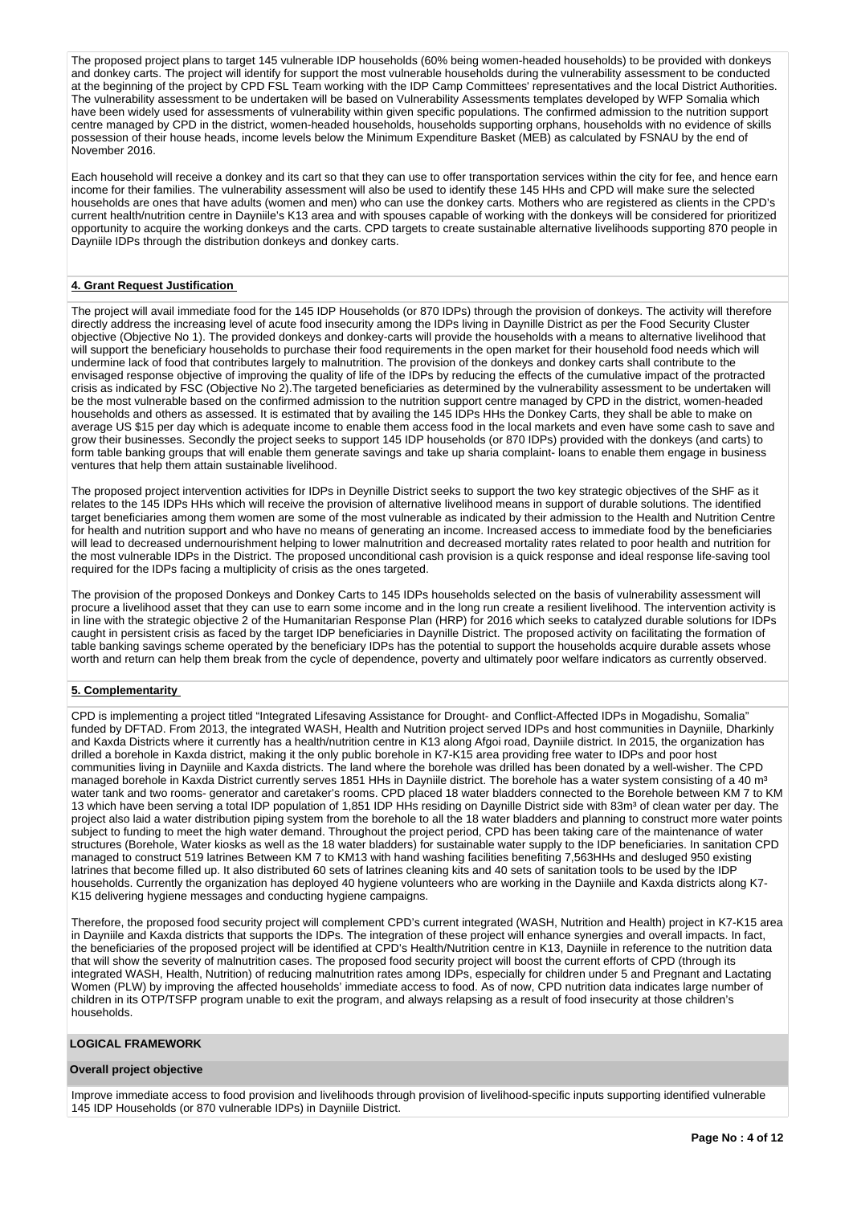The proposed project plans to target 145 vulnerable IDP households (60% being women-headed households) to be provided with donkeys and donkey carts. The project will identify for support the most vulnerable households during the vulnerability assessment to be conducted at the beginning of the project by CPD FSL Team working with the IDP Camp Committees' representatives and the local District Authorities. The vulnerability assessment to be undertaken will be based on Vulnerability Assessments templates developed by WFP Somalia which have been widely used for assessments of vulnerability within given specific populations. The confirmed admission to the nutrition support centre managed by CPD in the district, women-headed households, households supporting orphans, households with no evidence of skills possession of their house heads, income levels below the Minimum Expenditure Basket (MEB) as calculated by FSNAU by the end of November 2016.

Each household will receive a donkey and its cart so that they can use to offer transportation services within the city for fee, and hence earn income for their families. The vulnerability assessment will also be used to identify these 145 HHs and CPD will make sure the selected households are ones that have adults (women and men) who can use the donkey carts. Mothers who are registered as clients in the CPD's current health/nutrition centre in Dayniile's K13 area and with spouses capable of working with the donkeys will be considered for prioritized opportunity to acquire the working donkeys and the carts. CPD targets to create sustainable alternative livelihoods supporting 870 people in Dayniile IDPs through the distribution donkeys and donkey carts.

**4. Grant Request Justification**

The project will avail immediate food for the 145 IDP Households (or 870 IDPs) through the provision of donkeys. The activity will therefore directly address the increasing level of acute food insecurity among the IDPs living in Daynille District as per the Food Security Cluster objective (Objective No 1). The provided donkeys and donkey-carts will provide the households with a means to alternative livelihood that will support the beneficiary households to purchase their food requirements in the open market for their household food needs which will undermine lack of food that contributes largely to malnutrition. The provision of the donkeys and donkey carts shall contribute to the envisaged response objective of improving the quality of life of the IDPs by reducing the effects of the cumulative impact of the protracted crisis as indicated by FSC (Objective No 2).The targeted beneficiaries as determined by the vulnerability assessment to be undertaken will be the most vulnerable based on the confirmed admission to the nutrition support centre managed by CPD in the district, women-headed households and others as assessed. It is estimated that by availing the 145 IDPs HHs the Donkey Carts, they shall be able to make on average US $15 per day which is adequate income to enable them access food in the local markets and even have some cash to save and grow their businesses. Secondly the project seeks to support 145 IDP households (or 870 IDPs) provided with the donkeys (and carts) to form table banking groups that will enable them generate savings and take up sharia complaint- loans to enable them engage in business ventures that help them attain sustainable livelihood.

The proposed project intervention activities for IDPs in Deynille District seeks to support the two key strategic objectives of the SHF as it relates to the 145 IDPs HHs which will receive the provision of alternative livelihood means in support of durable solutions. The identified target beneficiaries among them women are some of the most vulnerable as indicated by their admission to the Health and Nutrition Centre for health and nutrition support and who have no means of generating an income. Increased access to immediate food by the beneficiaries will lead to decreased undernourishment helping to lower malnutrition and decreased mortality rates related to poor health and nutrition for the most vulnerable IDPs in the District. The proposed unconditional cash provision is a quick response and ideal response life-saving tool required for the IDPs facing a multiplicity of crisis as the ones targeted.

The provision of the proposed Donkeys and Donkey Carts to 145 IDPs households selected on the basis of vulnerability assessment will procure a livelihood asset that they can use to earn some income and in the long run create a resilient livelihood. The intervention activity is in line with the strategic objective 2 of the Humanitarian Response Plan (HRP) for 2016 which seeks to catalyzed durable solutions for IDPs caught in persistent crisis as faced by the target IDP beneficiaries in Daynille District. The proposed activity on facilitating the formation of table banking savings scheme operated by the beneficiary IDPs has the potential to support the households acquire durable assets whose worth and return can help them break from the cycle of dependence, poverty and ultimately poor welfare indicators as currently observed.

**5. Complementarity**

CPD is implementing a project titled "Integrated Lifesaving Assistance for Drought- and Conflict-Affected IDPs in Mogadishu, Somalia" funded by DFTAD. From 2013, the integrated WASH, Health and Nutrition project served IDPs and host communities in Dayniile, Dharkinly and Kaxda Districts where it currently has a health/nutrition centre in K13 along Afgoi road, Dayniile district. In 2015, the organization has drilled a borehole in Kaxda district, making it the only public borehole in K7-K15 area providing free water to IDPs and poor host communities living in Dayniile and Kaxda districts. The land where the borehole was drilled has been donated by a well-wisher. The CPD managed borehole in Kaxda District currently serves 1851 HHs in Dayniile district. The borehole has a water system consisting of a 40 m³ water tank and two rooms- generator and caretaker's rooms. CPD placed 18 water bladders connected to the Borehole between KM 7 to KM 13 which have been serving a total IDP population of 1,851 IDP HHs residing on Daynille District side with 83m³ of clean water per day. The project also laid a water distribution piping system from the borehole to all the 18 water bladders and planning to construct more water points subject to funding to meet the high water demand. Throughout the project period, CPD has been taking care of the maintenance of water structures (Borehole, Water kiosks as well as the 18 water bladders) for sustainable water supply to the IDP beneficiaries. In sanitation CPD managed to construct 519 latrines Between KM 7 to KM13 with hand washing facilities benefiting 7,563HHs and desluged 950 existing latrines that become filled up. It also distributed 60 sets of latrines cleaning kits and 40 sets of sanitation tools to be used by the IDP households. Currently the organization has deployed 40 hygiene volunteers who are working in the Dayniile and Kaxda districts along K7-K15 delivering hygiene messages and conducting hygiene campaigns.

Therefore, the proposed food security project will complement CPD's current integrated (WASH, Nutrition and Health) project in K7-K15 area in Dayniile and Kaxda districts that supports the IDPs. The integration of these project will enhance synergies and overall impacts. In fact, the beneficiaries of the proposed project will be identified at CPD's Health/Nutrition centre in K13, Dayniile in reference to the nutrition data that will show the severity of malnutrition cases. The proposed food security project will boost the current efforts of CPD (through its integrated WASH, Health, Nutrition) of reducing malnutrition rates among IDPs, especially for children under 5 and Pregnant and Lactating Women (PLW) by improving the affected households' immediate access to food. As of now, CPD nutrition data indicates large number of children in its OTP/TSFP program unable to exit the program, and always relapsing as a result of food insecurity at those children's households.

**LOGICAL FRAMEWORK**

**Overall project objective**

Improve immediate access to food provision and livelihoods through provision of livelihood-specific inputs supporting identified vulnerable 145 IDP Households (or 870 vulnerable IDPs) in Dayniile District.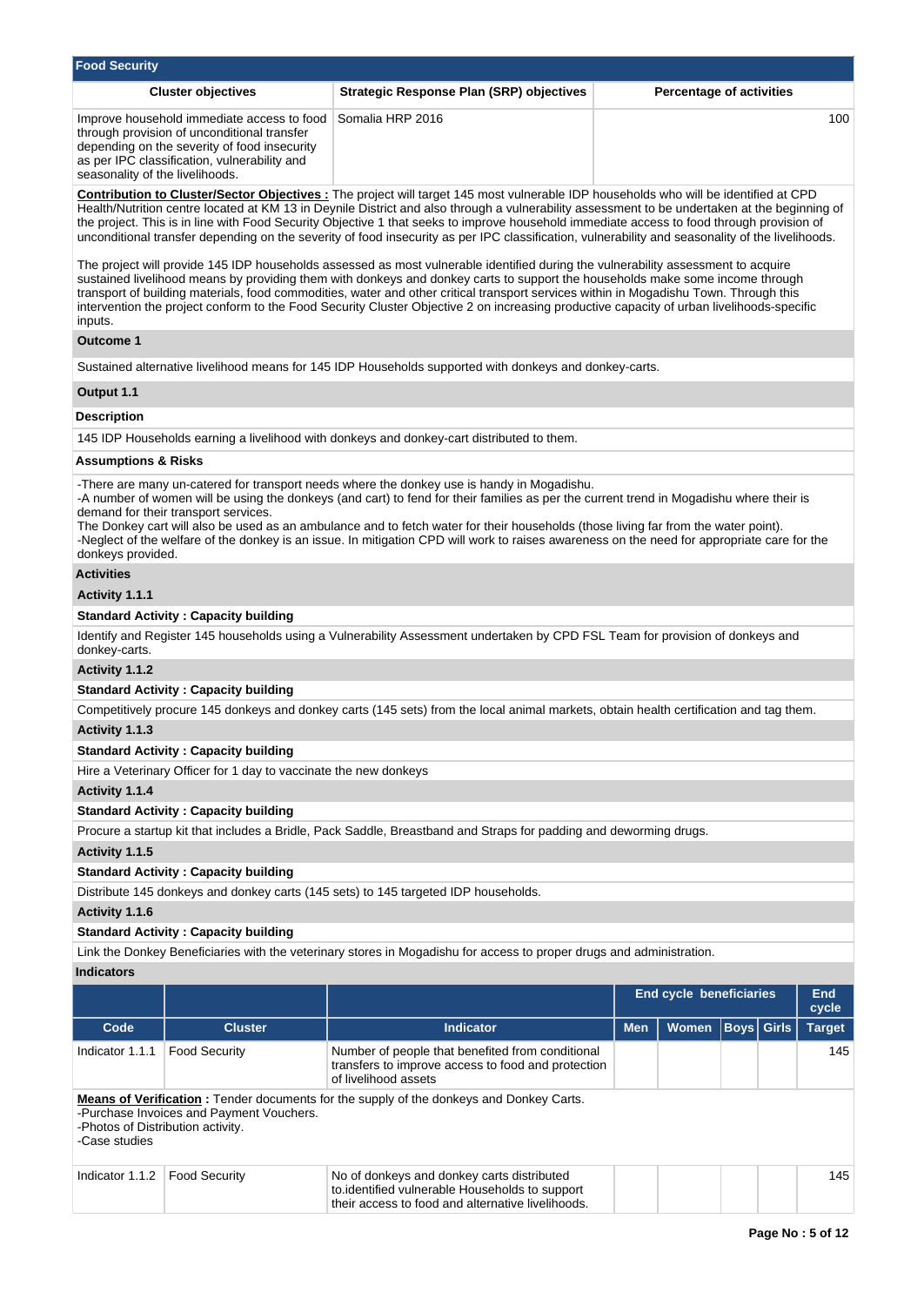## Food Security

| Cluster objectives | Strategic Response Plan (SRP) objectives | Percentage of activities |
|---|---|---|
| Improve household immediate access to food through provision of unconditional transfer depending on the severity of food insecurity as per IPC classification, vulnerability and seasonality of the livelihoods. | Somalia HRP 2016 | 100 |

**Contribution to Cluster/Sector Objectives :** The project will target 145 most vulnerable IDP households who will be identified at CPD Health/Nutrition centre located at KM 13 in Deynile District and also through a vulnerability assessment to be undertaken at the beginning of the project. This is in line with Food Security Objective 1 that seeks to improve household immediate access to food through provision of unconditional transfer depending on the severity of food insecurity as per IPC classification, vulnerability and seasonality of the livelihoods.

The project will provide 145 IDP households assessed as most vulnerable identified during the vulnerability assessment to acquire sustained livelihood means by providing them with donkeys and donkey carts to support the households make some income through transport of building materials, food commodities, water and other critical transport services within in Mogadishu Town. Through this intervention the project conform to the Food Security Cluster Objective 2 on increasing productive capacity of urban livelihoods-specific inputs.

### Outcome 1

Sustained alternative livelihood means for 145 IDP Households supported with donkeys and donkey-carts.

### Output 1.1

**Description**

145 IDP Households earning a livelihood with donkeys and donkey-cart distributed to them.

**Assumptions & Risks**

-There are many un-catered for transport needs where the donkey use is handy in Mogadishu.
-A number of women will be using the donkeys (and cart) to fend for their families as per the current trend in Mogadishu where their is demand for their transport services.
The Donkey cart will also be used as an ambulance and to fetch water for their households (those living far from the water point).
-Neglect of the welfare of the donkey is an issue. In mitigation CPD will work to raises awareness on the need for appropriate care for the donkeys provided.

**Activities**

**Activity 1.1.1**

**Standard Activity : Capacity building**

Identify and Register 145 households using a Vulnerability Assessment undertaken by CPD FSL Team for provision of donkeys and donkey-carts.

**Activity 1.1.2**

**Standard Activity : Capacity building**

Competitively procure 145 donkeys and donkey carts (145 sets) from the local animal markets, obtain health certification and tag them.

**Activity 1.1.3**

**Standard Activity : Capacity building**

Hire a Veterinary Officer for 1 day to vaccinate the new donkeys

**Activity 1.1.4**

**Standard Activity : Capacity building**

Procure a startup kit that includes a Bridle, Pack Saddle, Breastband and Straps for padding and deworming drugs.

**Activity 1.1.5**

**Standard Activity : Capacity building**

Distribute 145 donkeys and donkey carts (145 sets) to 145 targeted IDP households.

**Activity 1.1.6**

**Standard Activity : Capacity building**

Link the Donkey Beneficiaries with the veterinary stores in Mogadishu for access to proper drugs and administration.

**Indicators**

| | | | End cycle beneficiaries | | | | End cycle |
|---|---|---|---|---|---|---|---|
| **Code** | **Cluster** | **Indicator** | **Men** | **Women** | **Boys** | **Girls** | **Target** |
| Indicator 1.1.1 | Food Security | Number of people that benefited from conditional transfers to improve access to food and protection of livelihood assets | | | | | 145 |

**Means of Verification :** Tender documents for the supply of the donkeys and Donkey Carts.
-Purchase Invoices and Payment Vouchers.
-Photos of Distribution activity.
-Case studies

| Code | Cluster | Indicator | Men | Women | Boys | Girls | Target |
|---|---|---|---|---|---|---|---|
| Indicator 1.1.2 | Food Security | No of donkeys and donkey carts distributed to.identified vulnerable Households to support their access to food and alternative livelihoods. | | | | | 145 |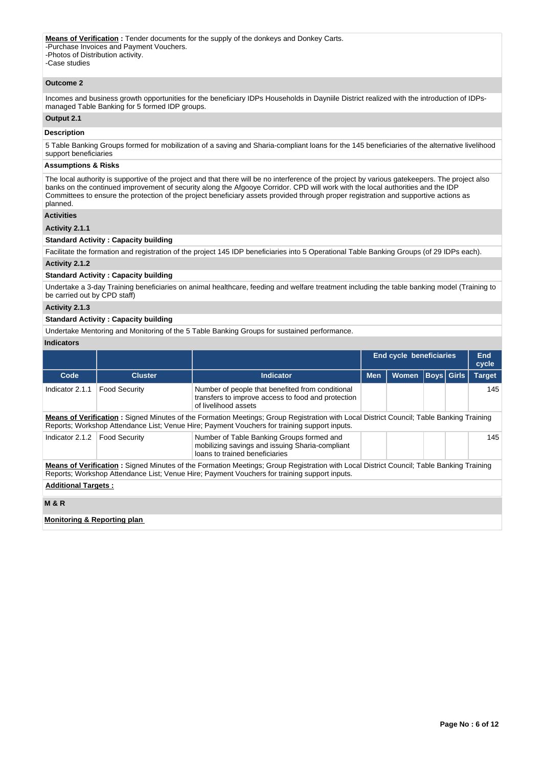**Means of Verification :** Tender documents for the supply of the donkeys and Donkey Carts.
-Purchase Invoices and Payment Vouchers.
-Photos of Distribution activity.
-Case studies

**Outcome 2**

Incomes and business growth opportunities for the beneficiary IDPs Households in Dayniile District realized with the introduction of IDPs-managed Table Banking for 5 formed IDP groups.

**Output 2.1**

**Description**

5 Table Banking Groups formed for mobilization of a saving and Sharia-compliant loans for the 145 beneficiaries of the alternative livelihood support beneficiaries

**Assumptions & Risks**

The local authority is supportive of the project and that there will be no interference of the project by various gatekeepers. The project also banks on the continued improvement of security along the Afgooye Corridor. CPD will work with the local authorities and the IDP Committees to ensure the protection of the project beneficiary assets provided through proper registration and supportive actions as planned.

**Activities**

**Activity 2.1.1**

**Standard Activity : Capacity building**

Facilitate the formation and registration of the project 145 IDP beneficiaries into 5 Operational Table Banking Groups (of 29 IDPs each).

**Activity 2.1.2**

**Standard Activity : Capacity building**

Undertake a 3-day Training beneficiaries on animal healthcare, feeding and welfare treatment including the table banking model (Training to be carried out by CPD staff)

**Activity 2.1.3**

**Standard Activity : Capacity building**

Undertake Mentoring and Monitoring of the 5 Table Banking Groups for sustained performance.

**Indicators**

| | | | End cycle beneficiaries | | | | End cycle |
|---|---|---|---|---|---|---|---|
| **Code** | **Cluster** | **Indicator** | **Men** | **Women** | **Boys** | **Girls** | **Target** |
| Indicator 2.1.1 | Food Security | Number of people that benefited from conditional transfers to improve access to food and protection of livelihood assets | | | | | 145 |

**Means of Verification :** Signed Minutes of the Formation Meetings; Group Registration with Local District Council; Table Banking Training Reports; Workshop Attendance List; Venue Hire; Payment Vouchers for training support inputs.

| Code | Cluster | Indicator | Men | Women | Boys | Girls | Target |
|---|---|---|---|---|---|---|---|
| Indicator 2.1.2 | Food Security | Number of Table Banking Groups formed and mobilizing savings and issuing Sharia-compliant loans to trained beneficiaries | | | | | 145 |

**Means of Verification :** Signed Minutes of the Formation Meetings; Group Registration with Local District Council; Table Banking Training Reports; Workshop Attendance List; Venue Hire; Payment Vouchers for training support inputs.

**Additional Targets :**

**M & R**

**Monitoring & Reporting plan**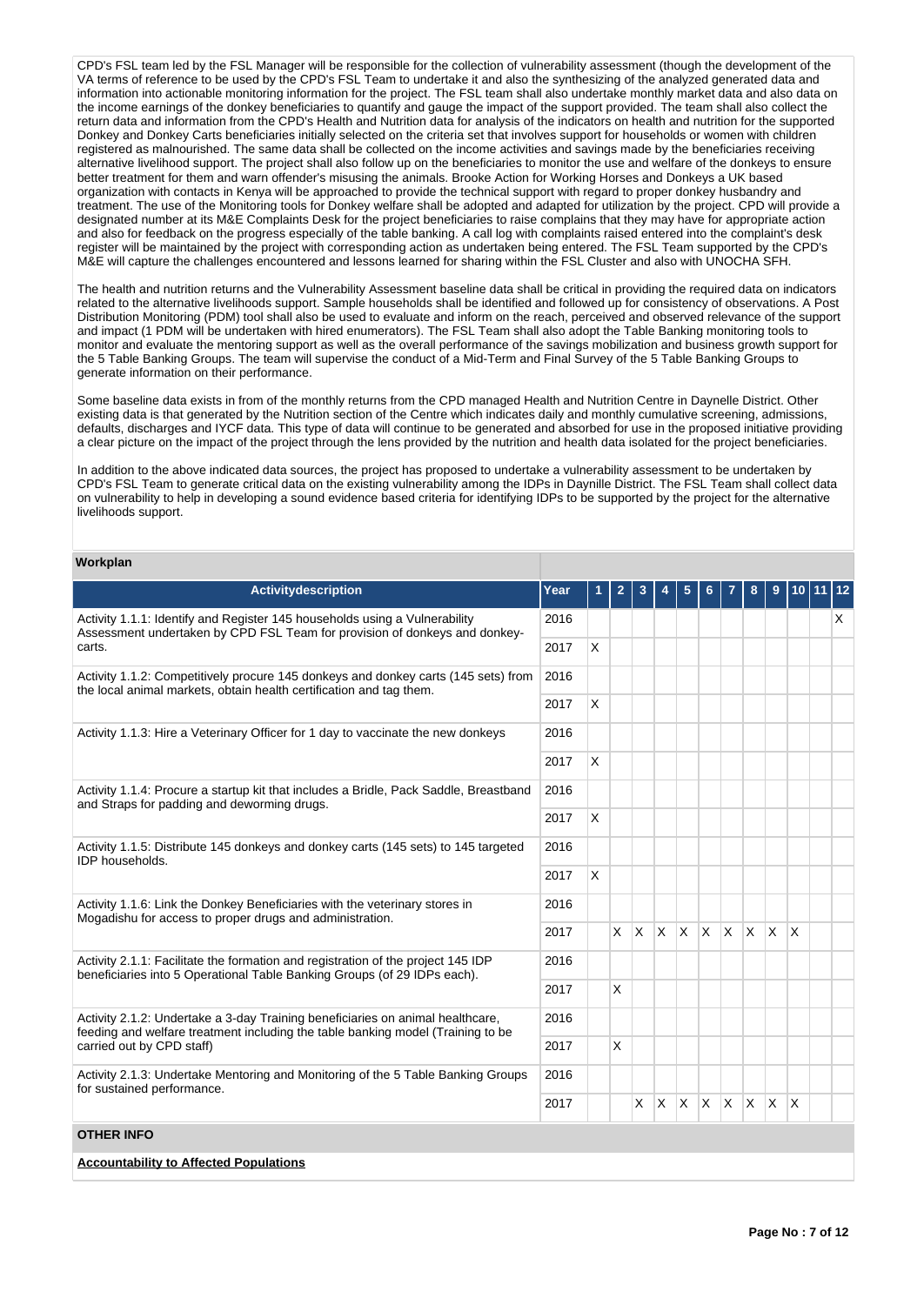CPD's FSL team led by the FSL Manager will be responsible for the collection of vulnerability assessment (though the development of the VA terms of reference to be used by the CPD's FSL Team to undertake it and also the synthesizing of the analyzed generated data and information into actionable monitoring information for the project. The FSL team shall also undertake monthly market data and also data on the income earnings of the donkey beneficiaries to quantify and gauge the impact of the support provided. The team shall also collect the return data and information from the CPD's Health and Nutrition data for analysis of the indicators on health and nutrition for the supported Donkey and Donkey Carts beneficiaries initially selected on the criteria set that involves support for households or women with children registered as malnourished. The same data shall be collected on the income activities and savings made by the beneficiaries receiving alternative livelihood support. The project shall also follow up on the beneficiaries to monitor the use and welfare of the donkeys to ensure better treatment for them and warn offender's misusing the animals. Brooke Action for Working Horses and Donkeys a UK based organization with contacts in Kenya will be approached to provide the technical support with regard to proper donkey husbandry and treatment. The use of the Monitoring tools for Donkey welfare shall be adopted and adapted for utilization by the project. CPD will provide a designated number at its M&E Complaints Desk for the project beneficiaries to raise complains that they may have for appropriate action and also for feedback on the progress especially of the table banking. A call log with complaints raised entered into the complaint's desk register will be maintained by the project with corresponding action as undertaken being entered. The FSL Team supported by the CPD's M&E will capture the challenges encountered and lessons learned for sharing within the FSL Cluster and also with UNOCHA SFH.

The health and nutrition returns and the Vulnerability Assessment baseline data shall be critical in providing the required data on indicators related to the alternative livelihoods support. Sample households shall be identified and followed up for consistency of observations. A Post Distribution Monitoring (PDM) tool shall also be used to evaluate and inform on the reach, perceived and observed relevance of the support and impact (1 PDM will be undertaken with hired enumerators). The FSL Team shall also adopt the Table Banking monitoring tools to monitor and evaluate the mentoring support as well as the overall performance of the savings mobilization and business growth support for the 5 Table Banking Groups. The team will supervise the conduct of a Mid-Term and Final Survey of the 5 Table Banking Groups to generate information on their performance.

Some baseline data exists in from of the monthly returns from the CPD managed Health and Nutrition Centre in Daynelle District. Other existing data is that generated by the Nutrition section of the Centre which indicates daily and monthly cumulative screening, admissions, defaults, discharges and IYCF data. This type of data will continue to be generated and absorbed for use in the proposed initiative providing a clear picture on the impact of the project through the lens provided by the nutrition and health data isolated for the project beneficiaries.

In addition to the above indicated data sources, the project has proposed to undertake a vulnerability assessment to be undertaken by CPD's FSL Team to generate critical data on the existing vulnerability among the IDPs in Daynille District. The FSL Team shall collect data on vulnerability to help in developing a sound evidence based criteria for identifying IDPs to be supported by the project for the alternative livelihoods support.

**Workplan**

| Activitydescription | Year | 1 | 2 | 3 | 4 | 5 | 6 | 7 | 8 | 9 | 10 | 11 | 12 |
|---|---|---|---|---|---|---|---|---|---|---|---|---|---|
| Activity 1.1.1: Identify and Register 145 households using a Vulnerability Assessment undertaken by CPD FSL Team for provision of donkeys and donkey-carts. | 2016 | | | | | | | | | | | | X |
| | 2017 | X | | | | | | | | | | | |
| Activity 1.1.2: Competitively procure 145 donkeys and donkey carts (145 sets) from the local animal markets, obtain health certification and tag them. | 2016 | | | | | | | | | | | | |
| | 2017 | X | | | | | | | | | | | |
| Activity 1.1.3: Hire a Veterinary Officer for 1 day to vaccinate the new donkeys | 2016 | | | | | | | | | | | | |
| | 2017 | X | | | | | | | | | | | |
| Activity 1.1.4: Procure a startup kit that includes a Bridle, Pack Saddle, Breastband and Straps for padding and deworming drugs. | 2016 | | | | | | | | | | | | |
| | 2017 | X | | | | | | | | | | | |
| Activity 1.1.5: Distribute 145 donkeys and donkey carts (145 sets) to 145 targeted IDP households. | 2016 | | | | | | | | | | | | |
| | 2017 | X | | | | | | | | | | | |
| Activity 1.1.6: Link the Donkey Beneficiaries with the veterinary stores in Mogadishu for access to proper drugs and administration. | 2016 | | | | | | | | | | | | |
| | 2017 | | X | X | X | X | X | X | X | X | X | | |
| Activity 2.1.1: Facilitate the formation and registration of the project 145 IDP beneficiaries into 5 Operational Table Banking Groups (of 29 IDPs each). | 2016 | | | | | | | | | | | | |
| | 2017 | | X | | | | | | | | | | |
| Activity 2.1.2: Undertake a 3-day Training beneficiaries on animal healthcare, feeding and welfare treatment including the table banking model (Training to be carried out by CPD staff) | 2016 | | | | | | | | | | | | |
| | 2017 | | X | | | | | | | | | | |
| Activity 2.1.3: Undertake Mentoring and Monitoring of the 5 Table Banking Groups for sustained performance. | 2016 | | | | | | | | | | | | |
| | 2017 | | | X | X | X | X | X | X | X | X | | |

**OTHER INFO**

**Accountability to Affected Populations**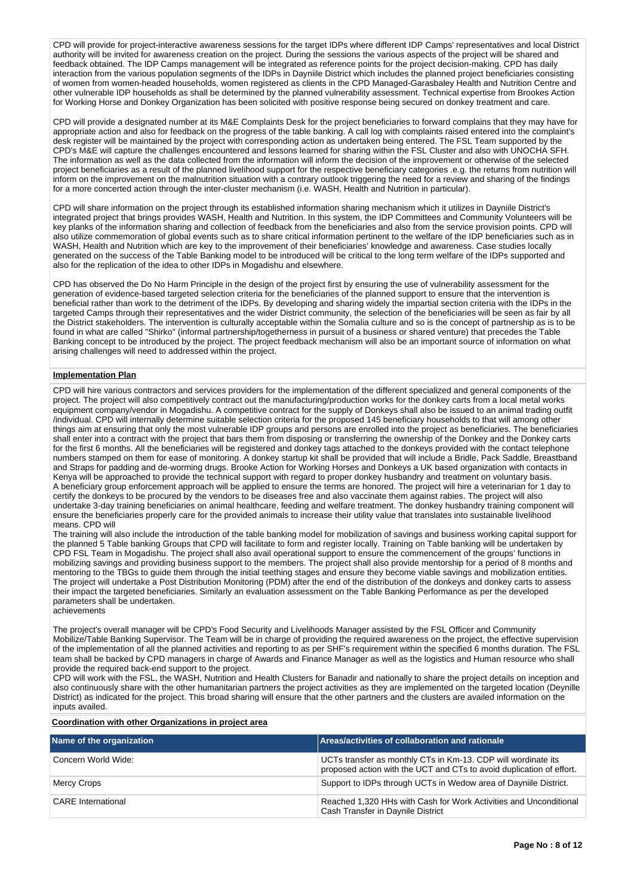CPD will provide for project-interactive awareness sessions for the target IDPs where different IDP Camps' representatives and local District authority will be invited for awareness creation on the project. During the sessions the various aspects of the project will be shared and feedback obtained. The IDP Camps management will be integrated as reference points for the project decision-making. CPD has daily interaction from the various population segments of the IDPs in Dayniile District which includes the planned project beneficiaries consisting of women from women-headed households, women registered as clients in the CPD Managed-Garasbaley Health and Nutrition Centre and other vulnerable IDP households as shall be determined by the planned vulnerability assessment. Technical expertise from Brookes Action for Working Horse and Donkey Organization has been solicited with positive response being secured on donkey treatment and care.

CPD will provide a designated number at its M&E Complaints Desk for the project beneficiaries to forward complains that they may have for appropriate action and also for feedback on the progress of the table banking. A call log with complaints raised entered into the complaint's desk register will be maintained by the project with corresponding action as undertaken being entered. The FSL Team supported by the CPD's M&E will capture the challenges encountered and lessons learned for sharing within the FSL Cluster and also with UNOCHA SFH. The information as well as the data collected from the information will inform the decision of the improvement or otherwise of the selected project beneficiaries as a result of the planned livelihood support for the respective beneficiary categories .e.g. the returns from nutrition will inform on the improvement on the malnutrition situation with a contrary outlook triggering the need for a review and sharing of the findings for a more concerted action through the inter-cluster mechanism (i.e. WASH, Health and Nutrition in particular).

CPD will share information on the project through its established information sharing mechanism which it utilizes in Dayniile District's integrated project that brings provides WASH, Health and Nutrition. In this system, the IDP Committees and Community Volunteers will be key planks of the information sharing and collection of feedback from the beneficiaries and also from the service provision points. CPD will also utilize commemoration of global events such as to share critical information pertinent to the welfare of the IDP beneficiaries such as in WASH, Health and Nutrition which are key to the improvement of their beneficiaries' knowledge and awareness. Case studies locally generated on the success of the Table Banking model to be introduced will be critical to the long term welfare of the IDPs supported and also for the replication of the idea to other IDPs in Mogadishu and elsewhere.

CPD has observed the Do No Harm Principle in the design of the project first by ensuring the use of vulnerability assessment for the generation of evidence-based targeted selection criteria for the beneficiaries of the planned support to ensure that the intervention is beneficial rather than work to the detriment of the IDPs. By developing and sharing widely the impartial section criteria with the IDPs in the targeted Camps through their representatives and the wider District community, the selection of the beneficiaries will be seen as fair by all the District stakeholders. The intervention is culturally acceptable within the Somalia culture and so is the concept of partnership as is to be found in what are called "Shirko" (informal partnership/togetherness in pursuit of a business or shared venture) that precedes the Table Banking concept to be introduced by the project. The project feedback mechanism will also be an important source of information on what arising challenges will need to addressed within the project.

**Implementation Plan**

CPD will hire various contractors and services providers for the implementation of the different specialized and general components of the project. The project will also competitively contract out the manufacturing/production works for the donkey carts from a local metal works equipment company/vendor in Mogadishu. A competitive contract for the supply of Donkeys shall also be issued to an animal trading outfit /individual. CPD will internally determine suitable selection criteria for the proposed 145 beneficiary households to that will among other things aim at ensuring that only the most vulnerable IDP groups and persons are enrolled into the project as beneficiaries. The beneficiaries shall enter into a contract with the project that bars them from disposing or transferring the ownership of the Donkey and the Donkey carts for the first 6 months. All the beneficiaries will be registered and donkey tags attached to the donkeys provided with the contact telephone numbers stamped on them for ease of monitoring. A donkey startup kit shall be provided that will include a Bridle, Pack Saddle, Breastband and Straps for padding and de-worming drugs. Brooke Action for Working Horses and Donkeys a UK based organization with contacts in Kenya will be approached to provide the technical support with regard to proper donkey husbandry and treatment on voluntary basis. A beneficiary group enforcement approach will be applied to ensure the terms are honored. The project will hire a veterinarian for 1 day to certify the donkeys to be procured by the vendors to be diseases free and also vaccinate them against rabies. The project will also undertake 3-day training beneficiaries on animal healthcare, feeding and welfare treatment. The donkey husbandry training component will ensure the beneficiaries properly care for the provided animals to increase their utility value that translates into sustainable livelihood means. CPD will
The training will also include the introduction of the table banking model for mobilization of savings and business working capital support for the planned 5 Table banking Groups that CPD will facilitate to form and register locally. Training on Table banking will be undertaken by CPD FSL Team in Mogadishu. The project shall also avail operational support to ensure the commencement of the groups' functions in mobilizing savings and providing business support to the members. The project shall also provide mentorship for a period of 8 months and mentoring to the TBGs to guide them through the initial teething stages and ensure they become viable savings and mobilization entities. The project will undertake a Post Distribution Monitoring (PDM) after the end of the distribution of the donkeys and donkey carts to assess their impact the targeted beneficiaries. Similarly an evaluation assessment on the Table Banking Performance as per the developed parameters shall be undertaken.
achievements

The project's overall manager will be CPD's Food Security and Livelihoods Manager assisted by the FSL Officer and Community Mobilize/Table Banking Supervisor. The Team will be in charge of providing the required awareness on the project, the effective supervision of the implementation of all the planned activities and reporting to as per SHF's requirement within the specified 6 months duration. The FSL team shall be backed by CPD managers in charge of Awards and Finance Manager as well as the logistics and Human resource who shall provide the required back-end support to the project.
CPD will work with the FSL, the WASH, Nutrition and Health Clusters for Banadir and nationally to share the project details on inception and also continuously share with the other humanitarian partners the project activities as they are implemented on the targeted location (Deynille District) as indicated for the project. This broad sharing will ensure that the other partners and the clusters are availed information on the inputs availed.

**Coordination with other Organizations in project area**

| Name of the organization | Areas/activities of collaboration and rationale |
|---|---|
| Concern World Wide: | UCTs transfer as monthly CTs in Km-13. CDP will wordinate its proposed action with the UCT and CTs to avoid duplication of effort. |
| Mercy Crops | Support to IDPs through UCTs in Wedow area of Dayniile District. |
| CARE International | Reached 1,320 HHs with Cash for Work Activities and Unconditional Cash Transfer in Daynile District |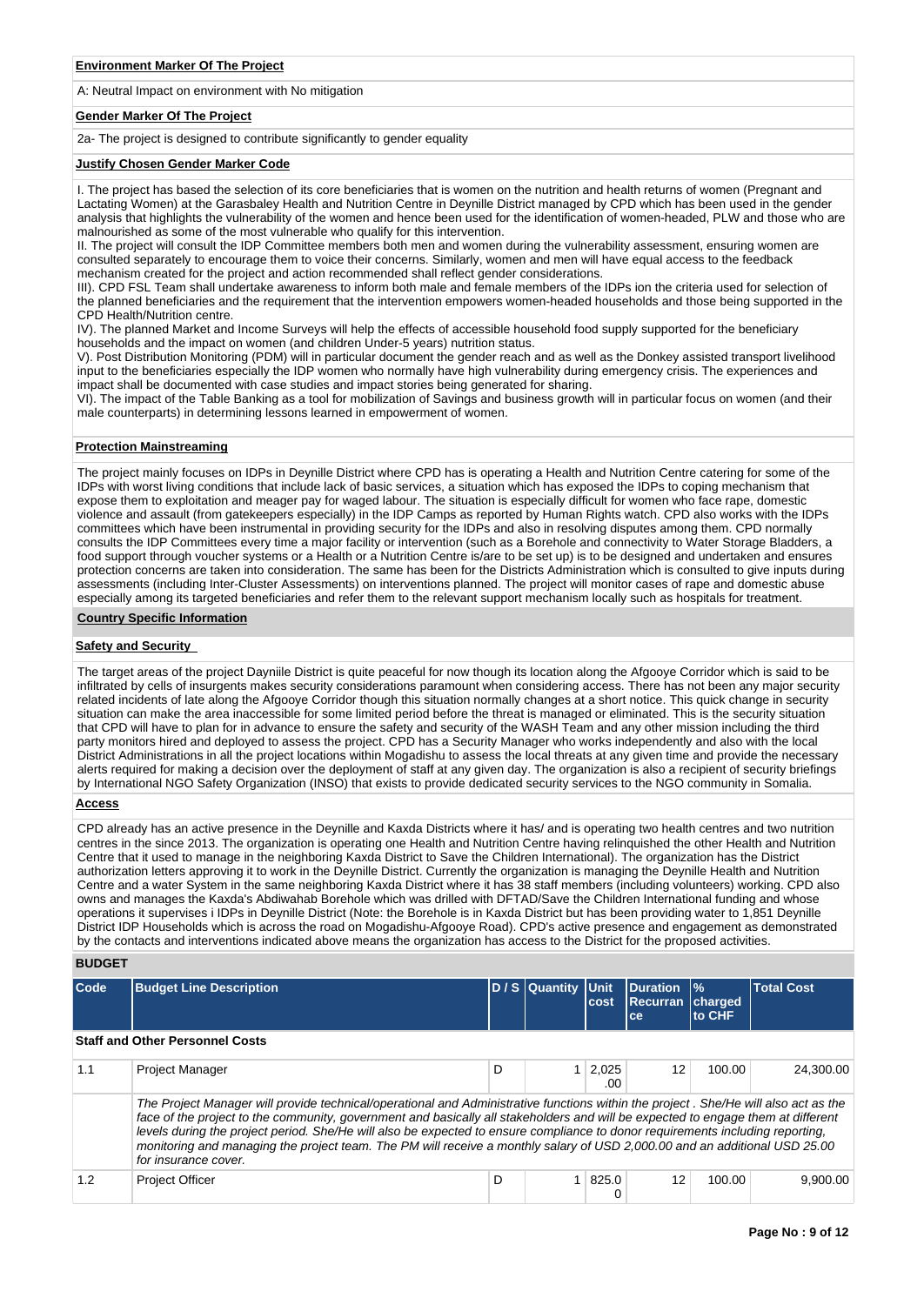**Environment Marker Of The Project**

A: Neutral Impact on environment with No mitigation

**Gender Marker Of The Project**

2a- The project is designed to contribute significantly to gender equality

**Justify Chosen Gender Marker Code**

I. The project has based the selection of its core beneficiaries that is women on the nutrition and health returns of women (Pregnant and Lactating Women) at the Garasbaley Health and Nutrition Centre in Deynille District managed by CPD which has been used in the gender analysis that highlights the vulnerability of the women and hence been used for the identification of women-headed, PLW and those who are malnourished as some of the most vulnerable who qualify for this intervention.
II. The project will consult the IDP Committee members both men and women during the vulnerability assessment, ensuring women are consulted separately to encourage them to voice their concerns. Similarly, women and men will have equal access to the feedback mechanism created for the project and action recommended shall reflect gender considerations.
III). CPD FSL Team shall undertake awareness to inform both male and female members of the IDPs ion the criteria used for selection of the planned beneficiaries and the requirement that the intervention empowers women-headed households and those being supported in the CPD Health/Nutrition centre.
IV). The planned Market and Income Surveys will help the effects of accessible household food supply supported for the beneficiary households and the impact on women (and children Under-5 years) nutrition status.
V). Post Distribution Monitoring (PDM) will in particular document the gender reach and as well as the Donkey assisted transport livelihood input to the beneficiaries especially the IDP women who normally have high vulnerability during emergency crisis. The experiences and impact shall be documented with case studies and impact stories being generated for sharing.
VI). The impact of the Table Banking as a tool for mobilization of Savings and business growth will in particular focus on women (and their male counterparts) in determining lessons learned in empowerment of women.

**Protection Mainstreaming**

The project mainly focuses on IDPs in Deynille District where CPD has is operating a Health and Nutrition Centre catering for some of the IDPs with worst living conditions that include lack of basic services, a situation which has exposed the IDPs to coping mechanism that expose them to exploitation and meager pay for waged labour. The situation is especially difficult for women who face rape, domestic violence and assault (from gatekeepers especially) in the IDP Camps as reported by Human Rights watch. CPD also works with the IDPs committees which have been instrumental in providing security for the IDPs and also in resolving disputes among them. CPD normally consults the IDP Committees every time a major facility or intervention (such as a Borehole and connectivity to Water Storage Bladders, a food support through voucher systems or a Health or a Nutrition Centre is/are to be set up) is to be designed and undertaken and ensures protection concerns are taken into consideration. The same has been for the Districts Administration which is consulted to give inputs during assessments (including Inter-Cluster Assessments) on interventions planned. The project will monitor cases of rape and domestic abuse especially among its targeted beneficiaries and refer them to the relevant support mechanism locally such as hospitals for treatment.

**Country Specific Information**

**Safety and Security**

The target areas of the project Dayniile District is quite peaceful for now though its location along the Afgooye Corridor which is said to be infiltrated by cells of insurgents makes security considerations paramount when considering access. There has not been any major security related incidents of late along the Afgooye Corridor though this situation normally changes at a short notice. This quick change in security situation can make the area inaccessible for some limited period before the threat is managed or eliminated. This is the security situation that CPD will have to plan for in advance to ensure the safety and security of the WASH Team and any other mission including the third party monitors hired and deployed to assess the project. CPD has a Security Manager who works independently and also with the local District Administrations in all the project locations within Mogadishu to assess the local threats at any given time and provide the necessary alerts required for making a decision over the deployment of staff at any given day. The organization is also a recipient of security briefings by International NGO Safety Organization (INSO) that exists to provide dedicated security services to the NGO community in Somalia.

**Access**

CPD already has an active presence in the Deynille and Kaxda Districts where it has/ and is operating two health centres and two nutrition centres in the since 2013. The organization is operating one Health and Nutrition Centre having relinquished the other Health and Nutrition Centre that it used to manage in the neighboring Kaxda District to Save the Children International). The organization has the District authorization letters approving it to work in the Deynille District. Currently the organization is managing the Deynille Health and Nutrition Centre and a water System in the same neighboring Kaxda District where it has 38 staff members (including volunteers) working. CPD also owns and manages the Kaxda's Abdiwahab Borehole which was drilled with DFTAD/Save the Children International funding and whose operations it supervises i IDPs in Deynille District (Note: the Borehole is in Kaxda District but has been providing water to 1,851 Deynille District IDP Households which is across the road on Mogadishu-Afgooye Road). CPD's active presence and engagement as demonstrated by the contacts and interventions indicated above means the organization has access to the District for the proposed activities.

## BUDGET

| Code | Budget Line Description | D / S | Quantity | Unit cost | Duration Recurrance | % charged to CHF | Total Cost |
|---|---|---|---|---|---|---|---|
| **Staff and Other Personnel Costs** | | | | | | | |
| 1.1 | Project Manager | D | 1 | 2,025.00 | 12 | 100.00 | 24,300.00 |
| | *The Project Manager will provide technical/operational and Administrative functions within the project . She/He will also act as the face of the project to the community, government and basically all stakeholders and will be expected to engage them at different levels during the project period. She/He will also be expected to ensure compliance to donor requirements including reporting, monitoring and managing the project team. The PM will receive a monthly salary of USD 2,000.00 and an additional USD 25.00 for insurance cover.* | | | | | | |
| 1.2 | Project Officer | D | 1 | 825.00 | 12 | 100.00 | 9,900.00 |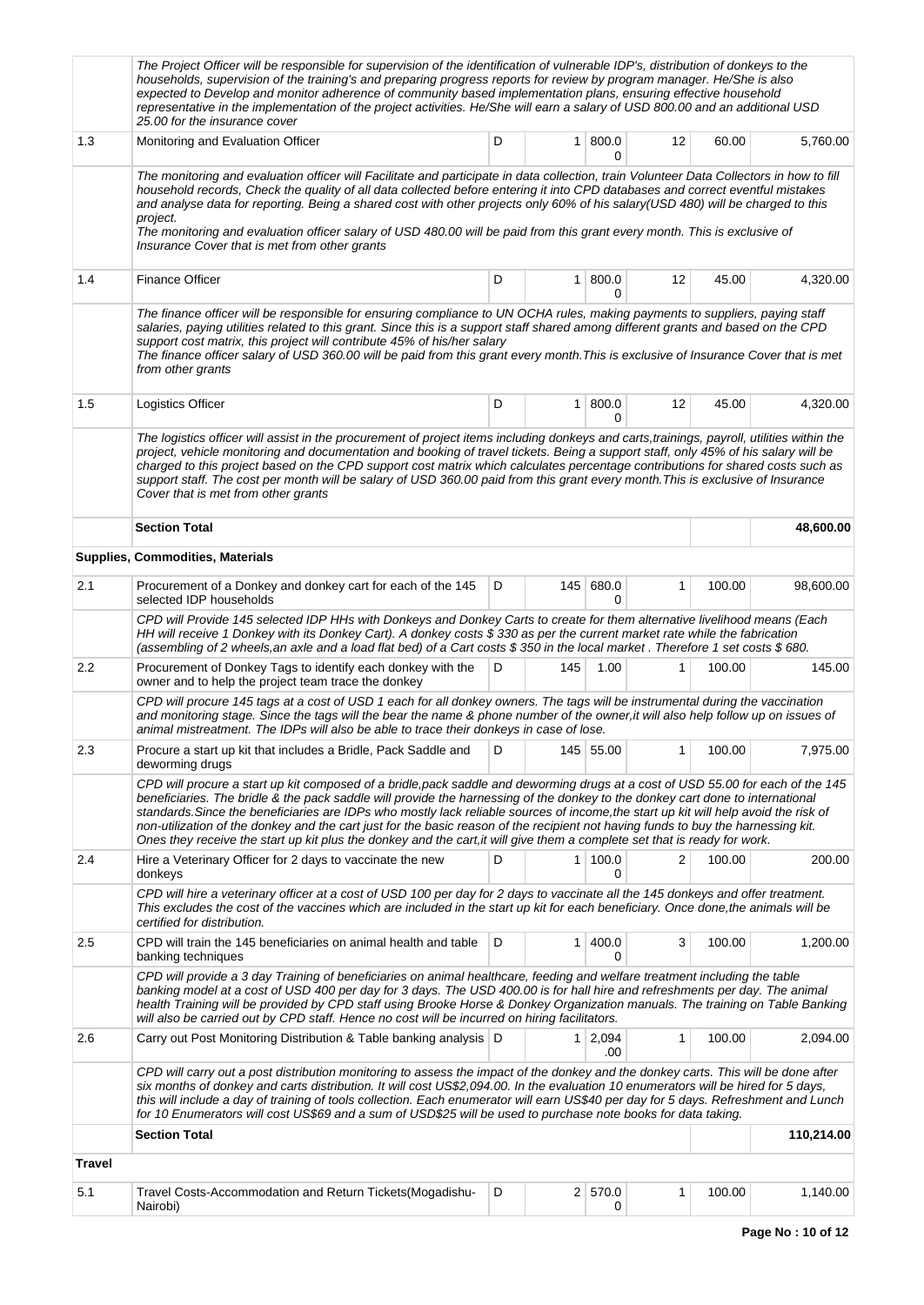| | | | | | | | |
|---|---|---|---|---|---|---|---|
| | *The Project Officer will be responsible for supervision of the identification of vulnerable IDP's, distribution of donkeys to the households, supervision of the training's and preparing progress reports for review by program manager. He/She is also expected to Develop and monitor adherence of community based implementation plans, ensuring effective household representative in the implementation of the project activities. He/She will earn a salary of USD 800.00 and an additional USD 25.00 for the insurance cover* | | | | | | |
| 1.3 | Monitoring and Evaluation Officer | D | 1 | 800.00 | 12 | 60.00 | 5,760.00 |
| | *The monitoring and evaluation officer will Facilitate and participate in data collection, train Volunteer Data Collectors in how to fill household records, Check the quality of all data collected before entering it into CPD databases and correct eventful mistakes and analyse data for reporting. Being a shared cost with other projects only 60% of his salary(USD 480) will be charged to this project.*<br>*The monitoring and evaluation officer salary of USD 480.00 will be paid from this grant every month. This is exclusive of Insurance Cover that is met from other grants* | | | | | | |
| 1.4 | Finance Officer | D | 1 | 800.00 | 12 | 45.00 | 4,320.00 |
| | *The finance officer will be responsible for ensuring compliance to UN OCHA rules, making payments to suppliers, paying staff salaries, paying utilities related to this grant. Since this is a support staff shared among different grants and based on the CPD support cost matrix, this project will contribute 45% of his/her salary*<br>*The finance officer salary of USD 360.00 will be paid from this grant every month.This is exclusive of Insurance Cover that is met from other grants* | | | | | | |
| 1.5 | Logistics Officer | D | 1 | 800.00 | 12 | 45.00 | 4,320.00 |
| | *The logistics officer will assist in the procurement of project items including donkeys and carts,trainings, payroll, utilities within the project, vehicle monitoring and documentation and booking of travel tickets. Being a support staff, only 45% of his salary will be charged to this project based on the CPD support cost matrix which calculates percentage contributions for shared costs such as support staff. The cost per month will be salary of USD 360.00 paid from this grant every month.This is exclusive of Insurance Cover that is met from other grants* | | | | | | |
| | **Section Total** | | | | | | **48,600.00** |
| **Supplies, Commodities, Materials** | | | | | | | |
| 2.1 | Procurement of a Donkey and donkey cart for each of the 145 selected IDP households | D | 145 | 680.00 | 1 | 100.00 | 98,600.00 |
| | *CPD will Provide 145 selected IDP HHs with Donkeys and Donkey Carts to create for them alternative livelihood means (Each HH will receive 1 Donkey with its Donkey Cart). A donkey costs $ 330 as per the current market rate while the fabrication (assembling of 2 wheels,an axle and a load flat bed) of a Cart costs $ 350 in the local market . Therefore 1 set costs $ 680.* | | | | | | |
| 2.2 | Procurement of Donkey Tags to identify each donkey with the owner and to help the project team trace the donkey | D | 145 | 1.00 | 1 | 100.00 | 145.00 |
| | *CPD will procure 145 tags at a cost of USD 1 each for all donkey owners. The tags will be instrumental during the vaccination and monitoring stage. Since the tags will the bear the name & phone number of the owner,it will also help follow up on issues of animal mistreatment. The IDPs will also be able to trace their donkeys in case of lose.* | | | | | | |
| 2.3 | Procure a start up kit that includes a Bridle, Pack Saddle and deworming drugs | D | 145 | 55.00 | 1 | 100.00 | 7,975.00 |
| | *CPD will procure a start up kit composed of a bridle,pack saddle and deworming drugs at a cost of USD 55.00 for each of the 145 beneficiaries. The bridle & the pack saddle will provide the harnessing of the donkey to the donkey cart done to international standards.Since the beneficiaries are IDPs who mostly lack reliable sources of income,the start up kit will help avoid the risk of non-utilization of the donkey and the cart just for the basic reason of the recipient not having funds to buy the harnessing kit. Ones they receive the start up kit plus the donkey and the cart,it will give them a complete set that is ready for work.* | | | | | | |
| 2.4 | Hire a Veterinary Officer for 2 days to vaccinate the new donkeys | D | 1 | 100.00 | 2 | 100.00 | 200.00 |
| | *CPD will hire a veterinary officer at a cost of USD 100 per day for 2 days to vaccinate all the 145 donkeys and offer treatment. This excludes the cost of the vaccines which are included in the start up kit for each beneficiary. Once done,the animals will be certified for distribution.* | | | | | | |
| 2.5 | CPD will train the 145 beneficiaries on animal health and table banking techniques | D | 1 | 400.00 | 3 | 100.00 | 1,200.00 |
| | *CPD will provide a 3 day Training of beneficiaries on animal healthcare, feeding and welfare treatment including the table banking model at a cost of USD 400 per day for 3 days. The USD 400.00 is for hall hire and refreshments per day. The animal health Training will be provided by CPD staff using Brooke Horse & Donkey Organization manuals. The training on Table Banking will also be carried out by CPD staff. Hence no cost will be incurred on hiring facilitators.* | | | | | | |
| 2.6 | Carry out Post Monitoring Distribution & Table banking analysis | D | 1 | 2,094.00 | 1 | 100.00 | 2,094.00 |
| | *CPD will carry out a post distribution monitoring to assess the impact of the donkey and the donkey carts. This will be done after six months of donkey and carts distribution. It will cost US$2,094.00. In the evaluation 10 enumerators will be hired for 5 days, this will include a day of training of tools collection. Each enumerator will earn US$40 per day for 5 days. Refreshment and Lunch for 10 Enumerators will cost US$69 and a sum of USD$25 will be used to purchase note books for data taking.* | | | | | | |
| | **Section Total** | | | | | | **110,214.00** |
| **Travel** | | | | | | | |
| 5.1 | Travel Costs-Accommodation and Return Tickets(Mogadishu-Nairobi) | D | 2 | 570.00 | 1 | 100.00 | 1,140.00 |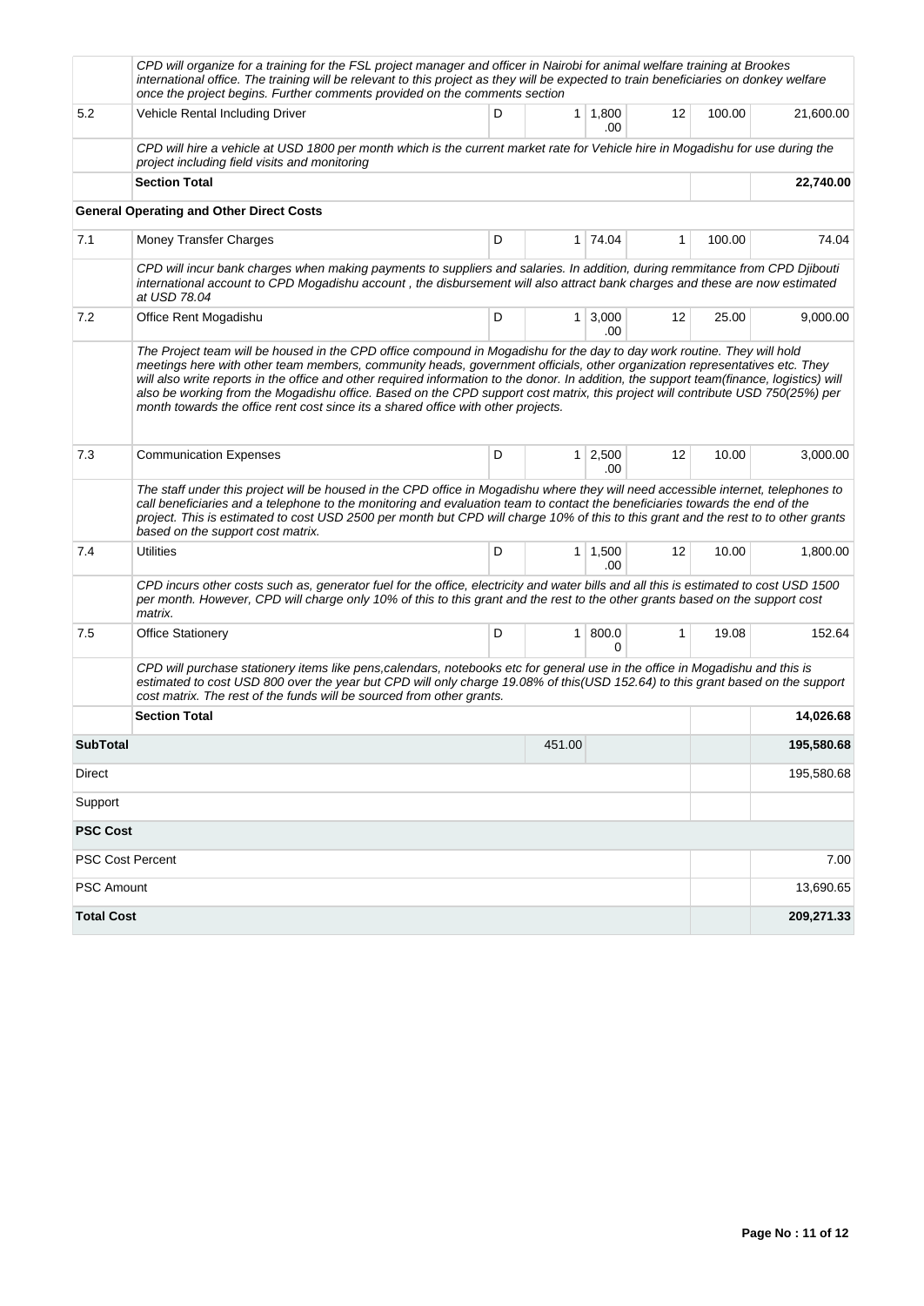| | | | | | | | |
|---|---|---|---|---|---|---|---|
| | *CPD will organize for a training for the FSL project manager and officer in Nairobi for animal welfare training at Brookes international office. The training will be relevant to this project as they will be expected to train beneficiaries on donkey welfare once the project begins. Further comments provided on the comments section* | | | | | | |
| 5.2 | Vehicle Rental Including Driver | D | 1 | 1,800.00 | 12 | 100.00 | 21,600.00 |
| | *CPD will hire a vehicle at USD 1800 per month which is the current market rate for Vehicle hire in Mogadishu for use during the project including field visits and monitoring* | | | | | | |
| | **Section Total** | | | | | | **22,740.00** |
| | **General Operating and Other Direct Costs** | | | | | | |
| 7.1 | Money Transfer Charges | D | 1 | 74.04 | 1 | 100.00 | 74.04 |
| | *CPD will incur bank charges when making payments to suppliers and salaries. In addition, during remmitance from CPD Djibouti international account to CPD Mogadishu account , the disbursement will also attract bank charges and these are now estimated at USD 78.04* | | | | | | |
| 7.2 | Office Rent Mogadishu | D | 1 | 3,000.00 | 12 | 25.00 | 9,000.00 |
| | *The Project team will be housed in the CPD office compound in Mogadishu for the day to day work routine. They will hold meetings here with other team members, community heads, government officials, other organization representatives etc. They will also write reports in the office and other required information to the donor. In addition, the support team(finance, logistics) will also be working from the Mogadishu office. Based on the CPD support cost matrix, this project will contribute USD 750(25%) per month towards the office rent cost since its a shared office with other projects.* | | | | | | |
| 7.3 | Communication Expenses | D | 1 | 2,500.00 | 12 | 10.00 | 3,000.00 |
| | *The staff under this project will be housed in the CPD office in Mogadishu where they will need accessible internet, telephones to call beneficiaries and a telephone to the monitoring and evaluation team to contact the beneficiaries towards the end of the project. This is estimated to cost USD 2500 per month but CPD will charge 10% of this to this grant and the rest to to other grants based on the support cost matrix.* | | | | | | |
| 7.4 | Utilities | D | 1 | 1,500.00 | 12 | 10.00 | 1,800.00 |
| | *CPD incurs other costs such as, generator fuel for the office, electricity and water bills and all this is estimated to cost USD 1500 per month. However, CPD will charge only 10% of this to this grant and the rest to the other grants based on the support cost matrix.* | | | | | | |
| 7.5 | Office Stationery | D | 1 | 800.00 | 1 | 19.08 | 152.64 |
| | *CPD will purchase stationery items like pens,calendars, notebooks etc for general use in the office in Mogadishu and this is estimated to cost USD 800 over the year but CPD will only charge 19.08% of this(USD 152.64) to this grant based on the support cost matrix. The rest of the funds will be sourced from other grants.* | | | | | | |
| | **Section Total** | | | | | | **14,026.68** |
| **SubTotal** | | | 451.00 | | | | **195,580.68** |
| Direct | | | | | | | 195,580.68 |
| Support | | | | | | | |
| **PSC Cost** | | | | | | | |
| PSC Cost Percent | | | | | | | 7.00 |
| PSC Amount | | | | | | | 13,690.65 |
| **Total Cost** | | | | | | | **209,271.33** |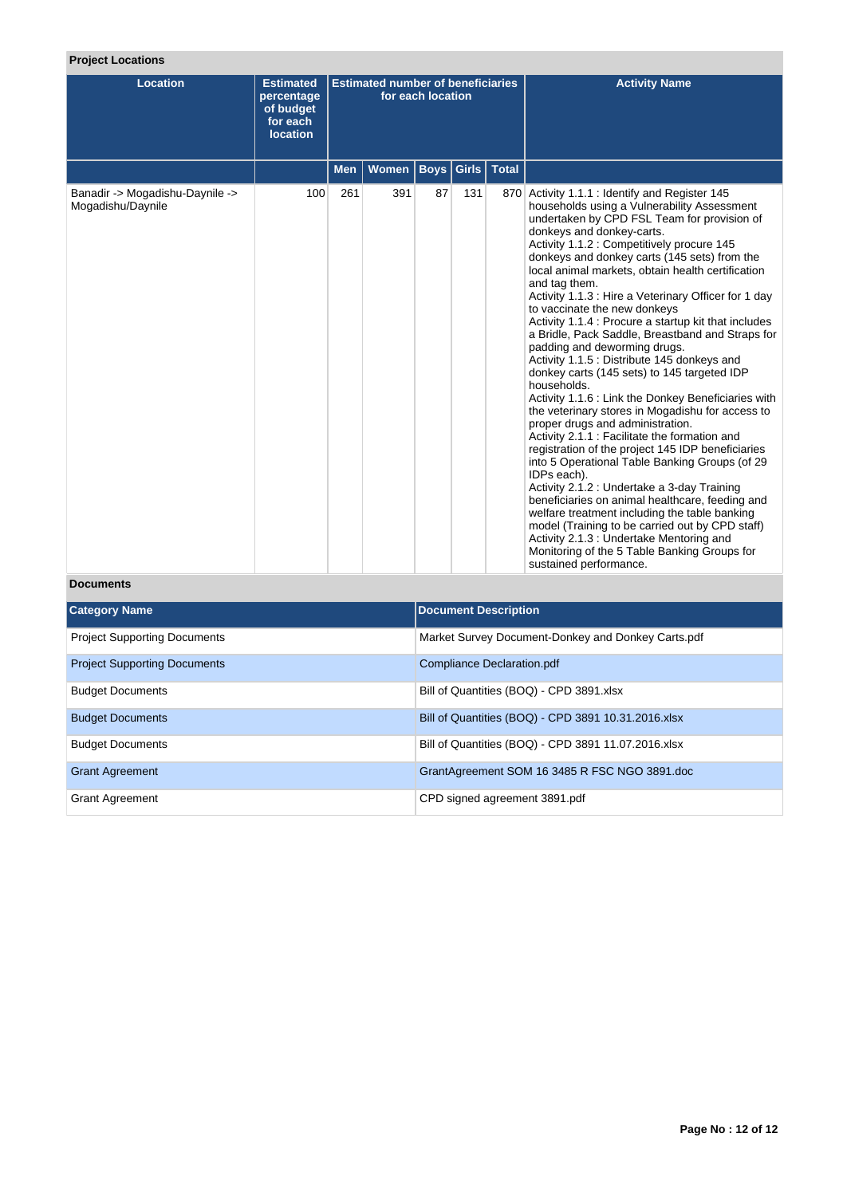## Project Locations

| Location | Estimated percentage of budget for each location | Estimated number of beneficiaries for each location | | | | | Activity Name |
|---|---|---|---|---|---|---|---|
| | | Men | Women | Boys | Girls | Total | |
| Banadir -> Mogadishu-Daynile -> Mogadishu/Daynile | 100 | 261 | 391 | 87 | 131 | 870 | Activity 1.1.1 : Identify and Register 145 households using a Vulnerability Assessment undertaken by CPD FSL Team for provision of donkeys and donkey-carts.<br>Activity 1.1.2 : Competitively procure 145 donkeys and donkey carts (145 sets) from the local animal markets, obtain health certification and tag them.<br>Activity 1.1.3 : Hire a Veterinary Officer for 1 day to vaccinate the new donkeys<br>Activity 1.1.4 : Procure a startup kit that includes a Bridle, Pack Saddle, Breastband and Straps for padding and deworming drugs.<br>Activity 1.1.5 : Distribute 145 donkeys and donkey carts (145 sets) to 145 targeted IDP households.<br>Activity 1.1.6 : Link the Donkey Beneficiaries with the veterinary stores in Mogadishu for access to proper drugs and administration.<br>Activity 2.1.1 : Facilitate the formation and registration of the project 145 IDP beneficiaries into 5 Operational Table Banking Groups (of 29 IDPs each).<br>Activity 2.1.2 : Undertake a 3-day Training beneficiaries on animal healthcare, feeding and welfare treatment including the table banking model (Training to be carried out by CPD staff)<br>Activity 2.1.3 : Undertake Mentoring and Monitoring of the 5 Table Banking Groups for sustained performance. |

## Documents

| Category Name | Document Description |
|---|---|
| Project Supporting Documents | Market Survey Document-Donkey and Donkey Carts.pdf |
| Project Supporting Documents | Compliance Declaration.pdf |
| Budget Documents | Bill of Quantities (BOQ) - CPD 3891.xlsx |
| Budget Documents | Bill of Quantities (BOQ) - CPD 3891 10.31.2016.xlsx |
| Budget Documents | Bill of Quantities (BOQ) - CPD 3891 11.07.2016.xlsx |
| Grant Agreement | GrantAgreement SOM 16 3485 R FSC NGO 3891.doc |
| Grant Agreement | CPD signed agreement 3891.pdf |